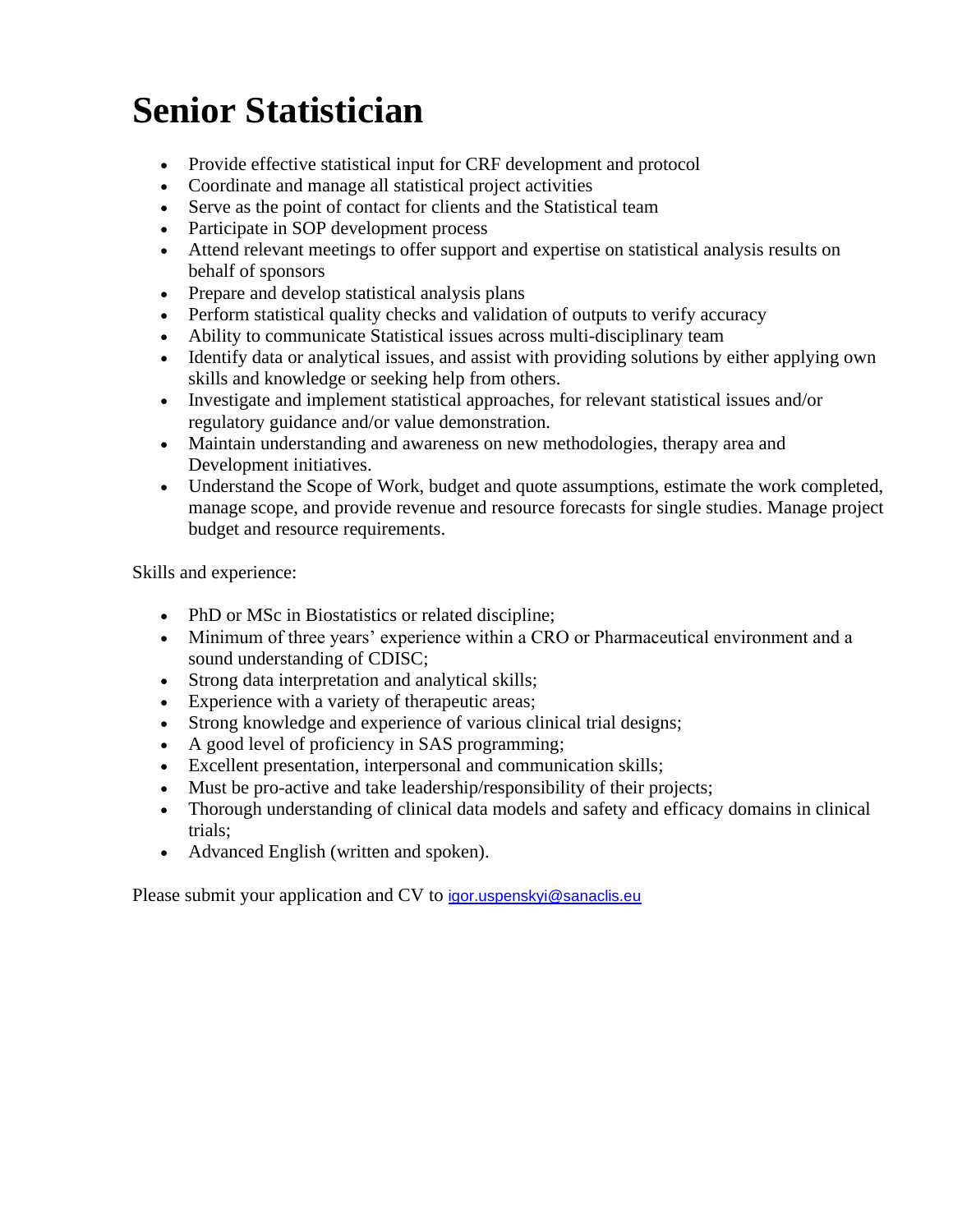# Senior Statistician

- Provide effective statistical input for CRF development and protocol
- Coordinate and manage all statistical project activities
- Serve as the point of contact for clients and the Statistical team
- Participate in SOP development process
- Attend relevant meetings to offer support and expertise on statistical analysis results on behalf of sponsors
- Prepare and develop statistical analysis plans
- Perform statistical quality checks and validation of outputs to verify accuracy
- Ability to communicate Statistical issues across multi-disciplinary team
- Identify data or analytical issues, and assist with providing solutions by either applying own skills and knowledge or seeking help from others.
- Investigate and implement statistical approaches, for relevant statistical issues and/or regulatory guidance and/or value demonstration.
- Maintain understanding and awareness on new methodologies, therapy area and Development initiatives.
- Understand the Scope of Work, budget and quote assumptions, estimate the work completed, manage scope, and provide revenue and resource forecasts for single studies. Manage project budget and resource requirements.

Skills and experience:

- PhD or MSc in Biostatistics or related discipline;
- Minimum of three years' experience within a CRO or Pharmaceutical environment and a sound understanding of CDISC;
- Strong data interpretation and analytical skills;
- Experience with a variety of therapeutic areas;
- Strong knowledge and experience of various clinical trial designs;
- A good level of proficiency in SAS programming;
- Excellent presentation, interpersonal and communication skills;
- Must be pro-active and take leadership/responsibility of their projects;
- Thorough understanding of clinical data models and safety and efficacy domains in clinical trials;
- Advanced English (written and spoken).

Please submit your application and CV to igor.uspenskyi@sanaclis.eu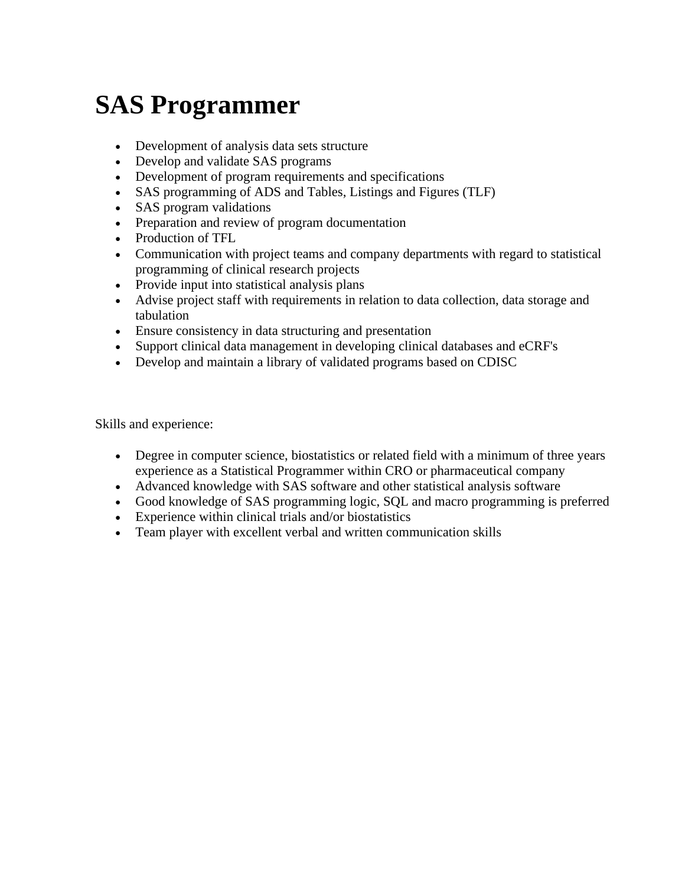# SAS Programmer

- Development of analysis data sets structure
- Develop and validate SAS programs
- Development of program requirements and specifications
- SAS programming of ADS and Tables, Listings and Figures (TLF)
- SAS program validations
- Preparation and review of program documentation
- Production of TFL
- Communication with project teams and company departments with regard to statistical programming of clinical research projects
- Provide input into statistical analysis plans
- Advise project staff with requirements in relation to data collection, data storage and tabulation
- Ensure consistency in data structuring and presentation
- Support clinical data management in developing clinical databases and eCRF's
- Develop and maintain a library of validated programs based on CDISC

Skills and experience:

- Degree in computer science, biostatistics or related field with a minimum of three years experience as a Statistical Programmer within CRO or pharmaceutical company
- Advanced knowledge with SAS software and other statistical analysis software
- Good knowledge of SAS programming logic, SQL and macro programming is preferred
- Experience within clinical trials and/or biostatistics
- Team player with excellent verbal and written communication skills